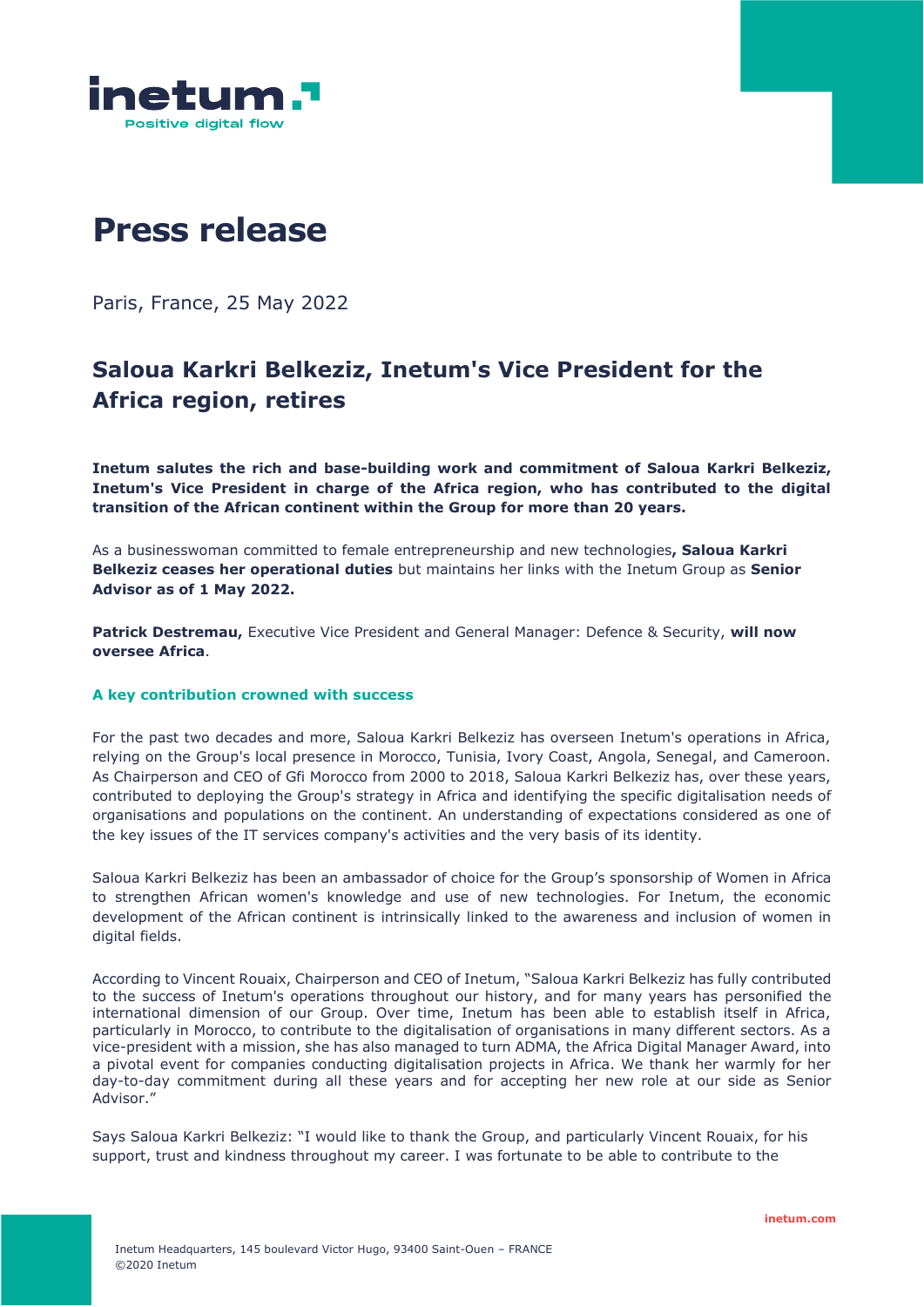# Press release

Paris, France, 25 May 2022

## Saloua Karkri Belkeziz, Inetum's Vice President for the Africa region, retires

**Inetum salutes the rich and base-building work and commitment of Saloua Karkri Belkeziz, Inetum's Vice President in charge of the Africa region, who has contributed to the digital transition of the African continent within the Group for more than 20 years.**

As a businesswoman committed to female entrepreneurship and new technologies**, Saloua Karkri Belkeziz ceases her operational duties** but maintains her links with the Inetum Group as **Senior Advisor as of 1 May 2022.**

**Patrick Destremau,** Executive Vice President and General Manager: Defence & Security, **will now oversee Africa**.

### A key contribution crowned with success

For the past two decades and more, Saloua Karkri Belkeziz has overseen Inetum's operations in Africa, relying on the Group's local presence in Morocco, Tunisia, Ivory Coast, Angola, Senegal, and Cameroon. As Chairperson and CEO of Gfi Morocco from 2000 to 2018, Saloua Karkri Belkeziz has, over these years, contributed to deploying the Group's strategy in Africa and identifying the specific digitalisation needs of organisations and populations on the continent. An understanding of expectations considered as one of the key issues of the IT services company's activities and the very basis of its identity.

Saloua Karkri Belkeziz has been an ambassador of choice for the Group's sponsorship of Women in Africa to strengthen African women's knowledge and use of new technologies. For Inetum, the economic development of the African continent is intrinsically linked to the awareness and inclusion of women in digital fields.

According to Vincent Rouaix, Chairperson and CEO of Inetum, "Saloua Karkri Belkeziz has fully contributed to the success of Inetum's operations throughout our history, and for many years has personified the international dimension of our Group. Over time, Inetum has been able to establish itself in Africa, particularly in Morocco, to contribute to the digitalisation of organisations in many different sectors. As a vice-president with a mission, she has also managed to turn ADMA, the Africa Digital Manager Award, into a pivotal event for companies conducting digitalisation projects in Africa. We thank her warmly for her day-to-day commitment during all these years and for accepting her new role at our side as Senior Advisor."

Says Saloua Karkri Belkeziz: "I would like to thank the Group, and particularly Vincent Rouaix, for his support, trust and kindness throughout my career. I was fortunate to be able to contribute to the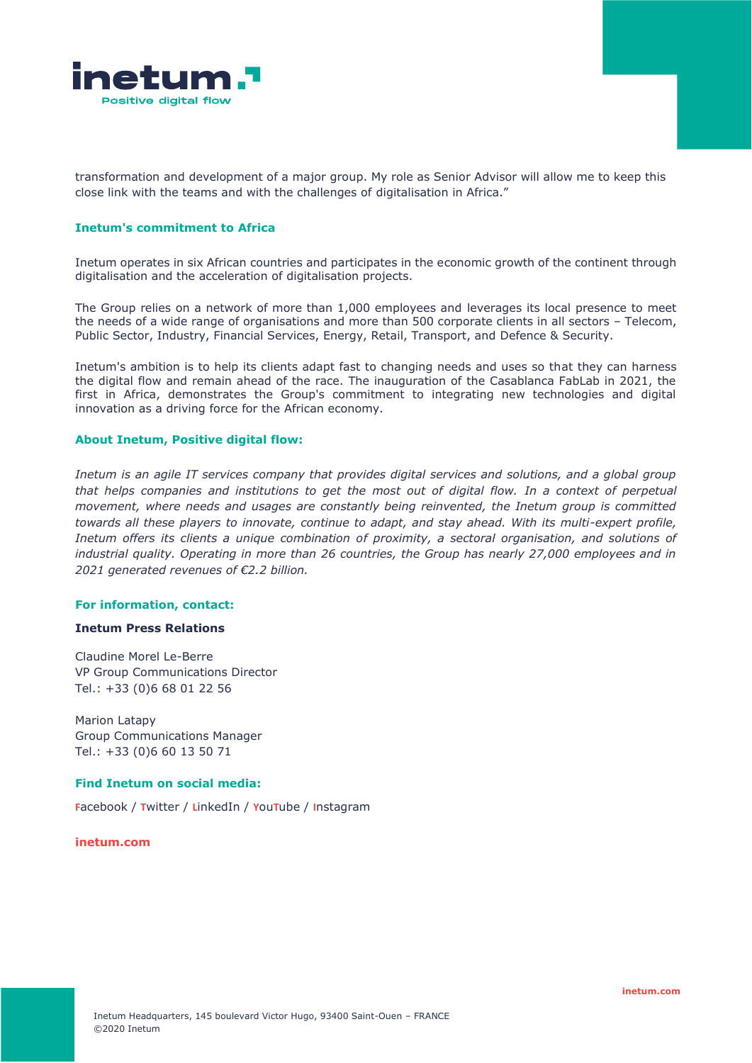transformation and development of a major group. My role as Senior Advisor will allow me to keep this close link with the teams and with the challenges of digitalisation in Africa."

## Inetum's commitment to Africa

Inetum operates in six African countries and participates in the economic growth of the continent through digitalisation and the acceleration of digitalisation projects.

The Group relies on a network of more than 1,000 employees and leverages its local presence to meet the needs of a wide range of organisations and more than 500 corporate clients in all sectors – Telecom, Public Sector, Industry, Financial Services, Energy, Retail, Transport, and Defence & Security.

Inetum's ambition is to help its clients adapt fast to changing needs and uses so that they can harness the digital flow and remain ahead of the race. The inauguration of the Casablanca FabLab in 2021, the first in Africa, demonstrates the Group's commitment to integrating new technologies and digital innovation as a driving force for the African economy.

## About Inetum, Positive digital flow:

*Inetum is an agile IT services company that provides digital services and solutions, and a global group that helps companies and institutions to get the most out of digital flow. In a context of perpetual movement, where needs and usages are constantly being reinvented, the Inetum group is committed towards all these players to innovate, continue to adapt, and stay ahead. With its multi-expert profile, Inetum offers its clients a unique combination of proximity, a sectoral organisation, and solutions of industrial quality. Operating in more than 26 countries, the Group has nearly 27,000 employees and in 2021 generated revenues of €2.2 billion.*

## For information, contact:

**Inetum Press Relations**

Claudine Morel Le-Berre
VP Group Communications Director
Tel.: +33 (0)6 68 01 22 56

Marion Latapy
Group Communications Manager
Tel.: +33 (0)6 60 13 50 71

## Find Inetum on social media:

Facebook / Twitter / LinkedIn / YouTube / Instagram

**inetum.com**